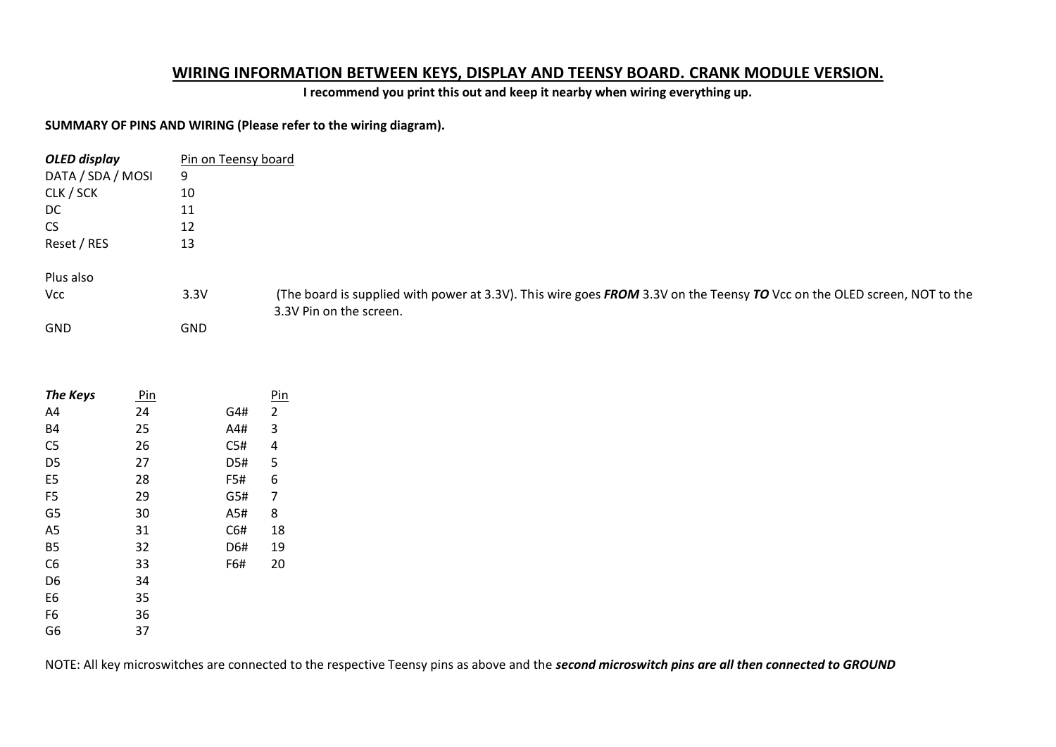# WIRING INFORMATION BETWEEN KEYS, DISPLAY AND TEENSY BOARD. CRANK MODULE VERSION.

**I recommend you print this out and keep it nearby when wiring everything up.**

**SUMMARY OF PINS AND WIRING (Please refer to the wiring diagram).**

| ***OLED display*** | Pin on Teensy board | |
|---|---|---|
| DATA / SDA / MOSI | 9 | |
| CLK / SCK | 10 | |
| DC | 11 | |
| CS | 12 | |
| Reset / RES | 13 | |
| | | |
| Plus also | | |
| Vcc | 3.3V | (The board is supplied with power at 3.3V). This wire goes ***FROM*** 3.3V on the Teensy ***TO*** Vcc on the OLED screen, NOT to the 3.3V Pin on the screen. |
| GND | GND | |

| ***The Keys*** | Pin | | Pin |
|---|---|---|---|
| A4 | 24 | G4# | 2 |
| B4 | 25 | A4# | 3 |
| C5 | 26 | C5# | 4 |
| D5 | 27 | D5# | 5 |
| E5 | 28 | F5# | 6 |
| F5 | 29 | G5# | 7 |
| G5 | 30 | A5# | 8 |
| A5 | 31 | C6# | 18 |
| B5 | 32 | D6# | 19 |
| C6 | 33 | F6# | 20 |
| D6 | 34 | | |
| E6 | 35 | | |
| F6 | 36 | | |
| G6 | 37 | | |

NOTE: All key microswitches are connected to the respective Teensy pins as above and the ***second microswitch pins are all then connected to GROUND***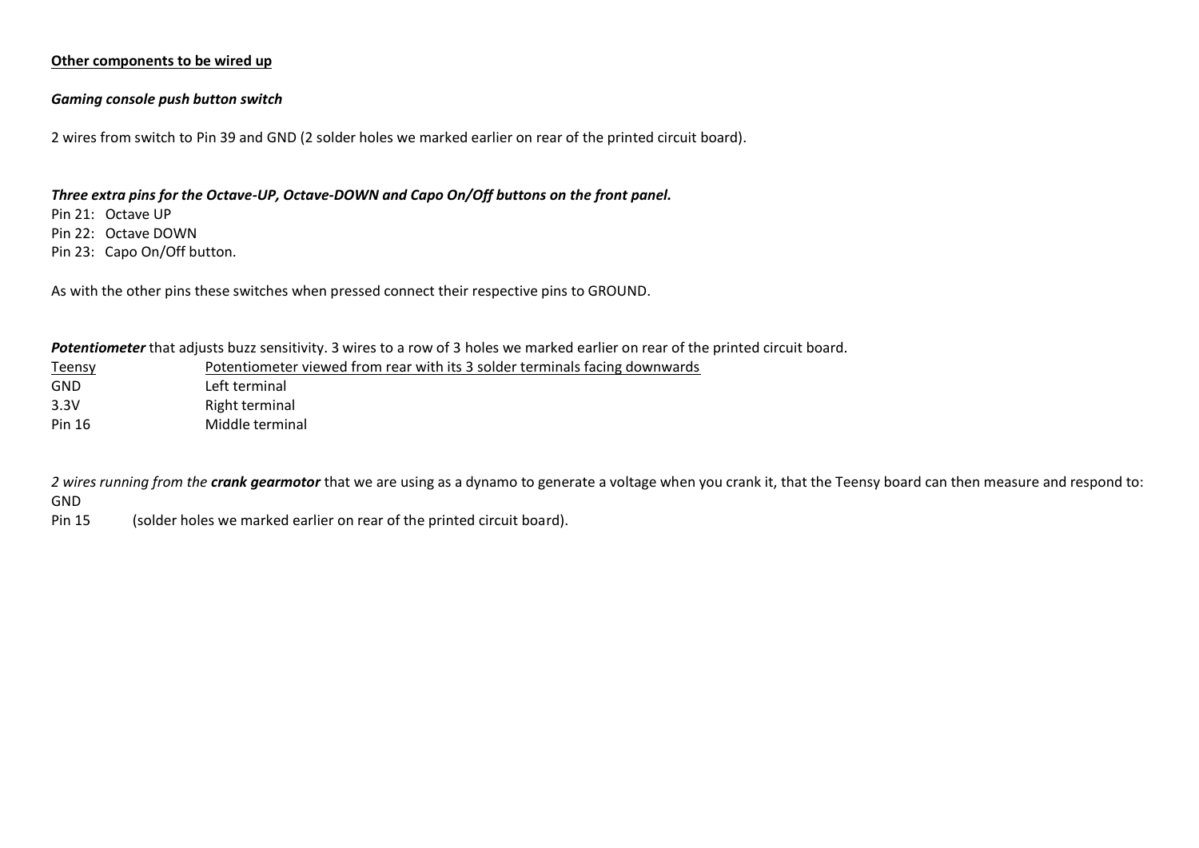**Other components to be wired up**

***Gaming console push button switch***

2 wires from switch to Pin 39 and GND (2 solder holes we marked earlier on rear of the printed circuit board).

***Three extra pins for the Octave-UP, Octave-DOWN and Capo On/Off buttons on the front panel.***

Pin 21: Octave UP
Pin 22: Octave DOWN
Pin 23: Capo On/Off button.

As with the other pins these switches when pressed connect their respective pins to GROUND.

***Potentiometer*** that adjusts buzz sensitivity. 3 wires to a row of 3 holes we marked earlier on rear of the printed circuit board.

| Teensy | Potentiometer viewed from rear with its 3 solder terminals facing downwards |
|---|---|
| GND | Left terminal |
| 3.3V | Right terminal |
| Pin 16 | Middle terminal |

*2 wires running from the **crank gearmotor** that we are using as a dynamo to generate a voltage when you crank it, that the Teensy board can then measure and respond to:*
GND
Pin 15 (solder holes we marked earlier on rear of the printed circuit board).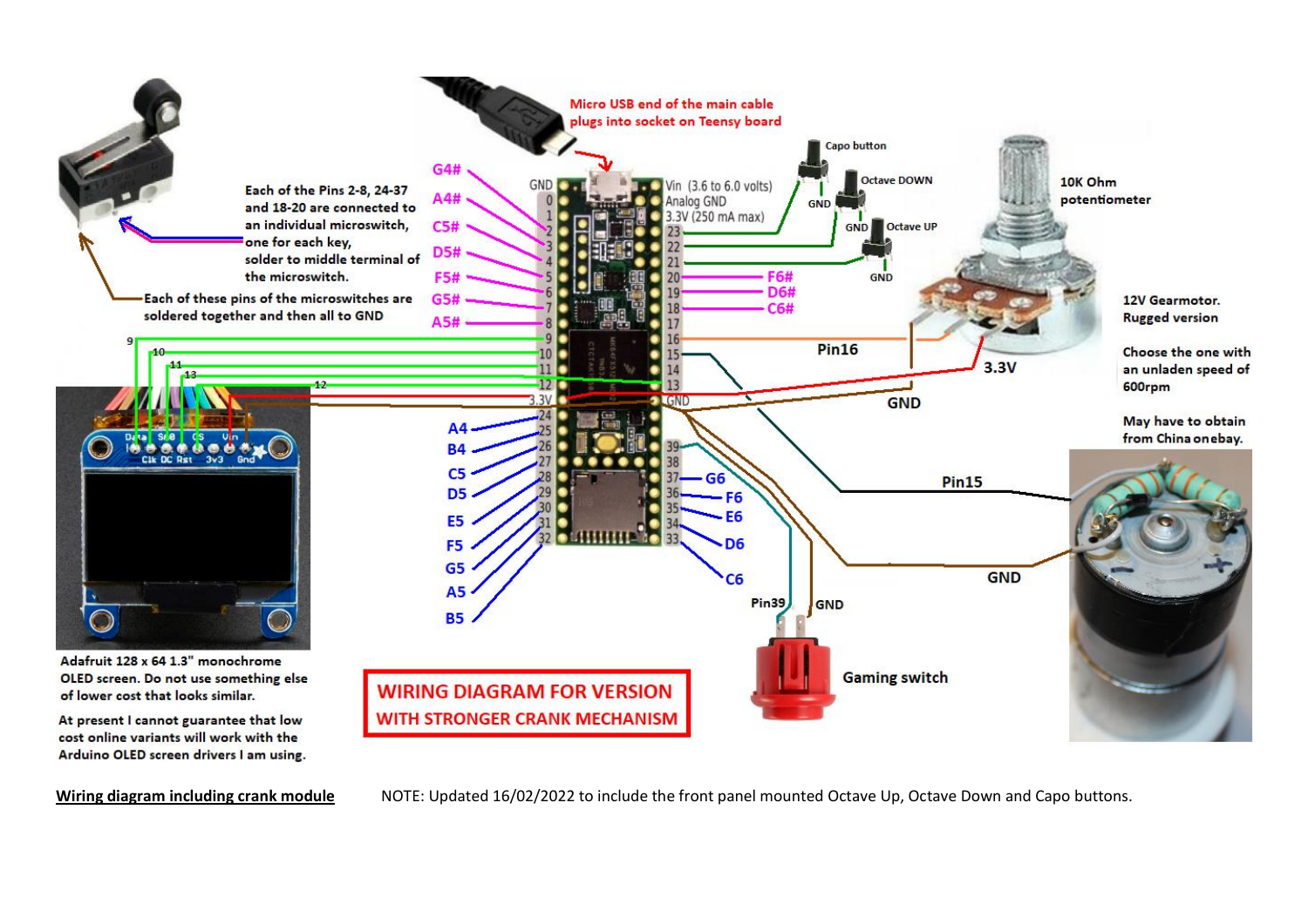Micro USB end of the main cable plugs into socket on Teensy board

Each of the Pins 2-8, 24-37 and 18-20 are connected to an individual microswitch, one for each key, solder to middle terminal of the microswitch.

Each of these pins of the microswitches are soldered together and then all to GND

G4# A4# C5# D5# F5# G5# A5#

A4 B4 C5 D5 E5 F5 G5 A5 B5

F6# D6# C6#

G6 F6 E6 D6 C6

Vin (3.6 to 6.0 volts)

Analog GND

3.3V (250 mA max)

Capo button

Octave DOWN

Octave UP

GND

10K Ohm potentiometer

Pin16

3.3V

GND

Pin15

12V Gearmotor. Rugged version

Choose the one with an unladen speed of 600rpm

May have to obtain from China onebay.

Pin39

Gaming switch

Adafruit 128 x 64 1.3" monochrome OLED screen. Do not use something else of lower cost that looks similar.

At present I cannot guarantee that low cost online variants will work with the Arduino OLED screen drivers I am using.

**WIRING DIAGRAM FOR VERSION WITH STRONGER CRANK MECHANISM**

**Wiring diagram including crank module**

NOTE: Updated 16/02/2022 to include the front panel mounted Octave Up, Octave Down and Capo buttons.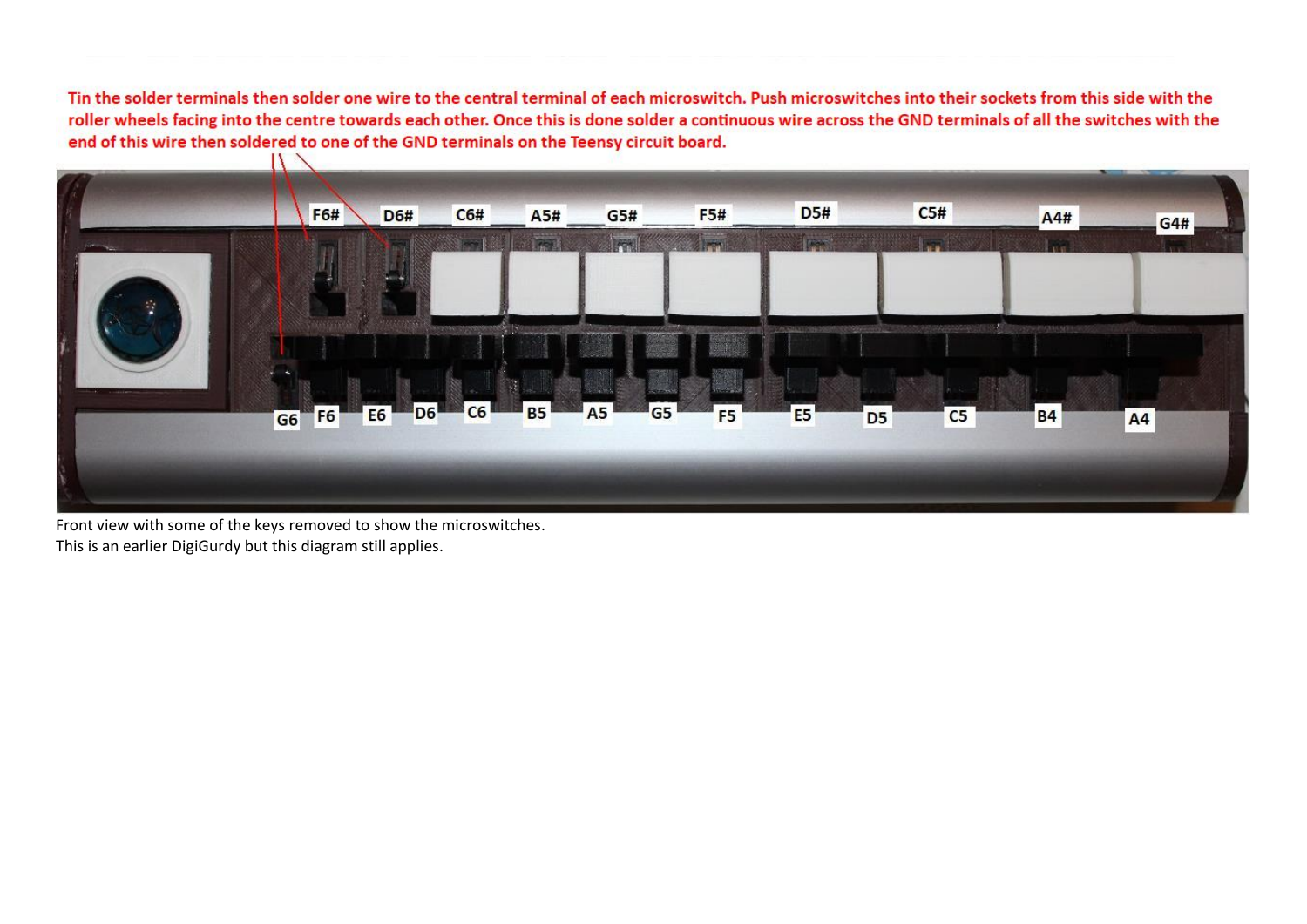Tin the solder terminals then solder one wire to the central terminal of each microswitch. Push microswitches into their sockets from this side with the roller wheels facing into the centre towards each other. Once this is done solder a continuous wire across the GND terminals of all the switches with the end of this wire then soldered to one of the GND terminals on the Teensy circuit board.

F6# D6# C6# A5# G5# F5# D5# C5# A4# G4#

G6 F6 E6 D6 C6 B5 A5 G5 F5 E5 D5 C5 B4 A4

Front view with some of the keys removed to show the microswitches.
This is an earlier DigiGurdy but this diagram still applies.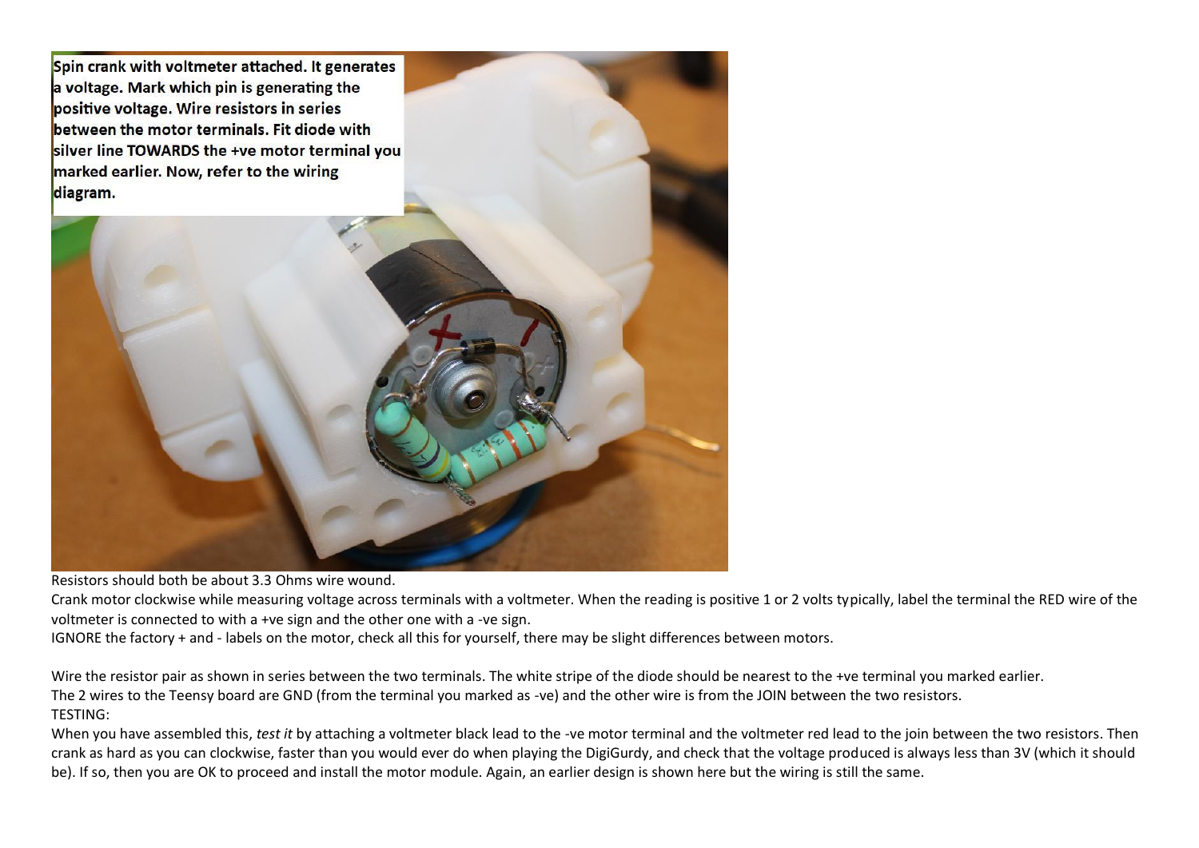**Spin crank with voltmeter attached. It generates a voltage. Mark which pin is generating the positive voltage. Wire resistors in series between the motor terminals. Fit diode with silver line TOWARDS the +ve motor terminal you marked earlier. Now, refer to the wiring diagram.**

Resistors should both be about 3.3 Ohms wire wound.

Crank motor clockwise while measuring voltage across terminals with a voltmeter. When the reading is positive 1 or 2 volts typically, label the terminal the RED wire of the voltmeter is connected to with a +ve sign and the other one with a -ve sign.

IGNORE the factory + and - labels on the motor, check all this for yourself, there may be slight differences between motors.

Wire the resistor pair as shown in series between the two terminals. The white stripe of the diode should be nearest to the +ve terminal you marked earlier.

The 2 wires to the Teensy board are GND (from the terminal you marked as -ve) and the other wire is from the JOIN between the two resistors.

TESTING:

When you have assembled this, *test it* by attaching a voltmeter black lead to the -ve motor terminal and the voltmeter red lead to the join between the two resistors. Then crank as hard as you can clockwise, faster than you would ever do when playing the DigiGurdy, and check that the voltage produced is always less than 3V (which it should be). If so, then you are OK to proceed and install the motor module. Again, an earlier design is shown here but the wiring is still the same.